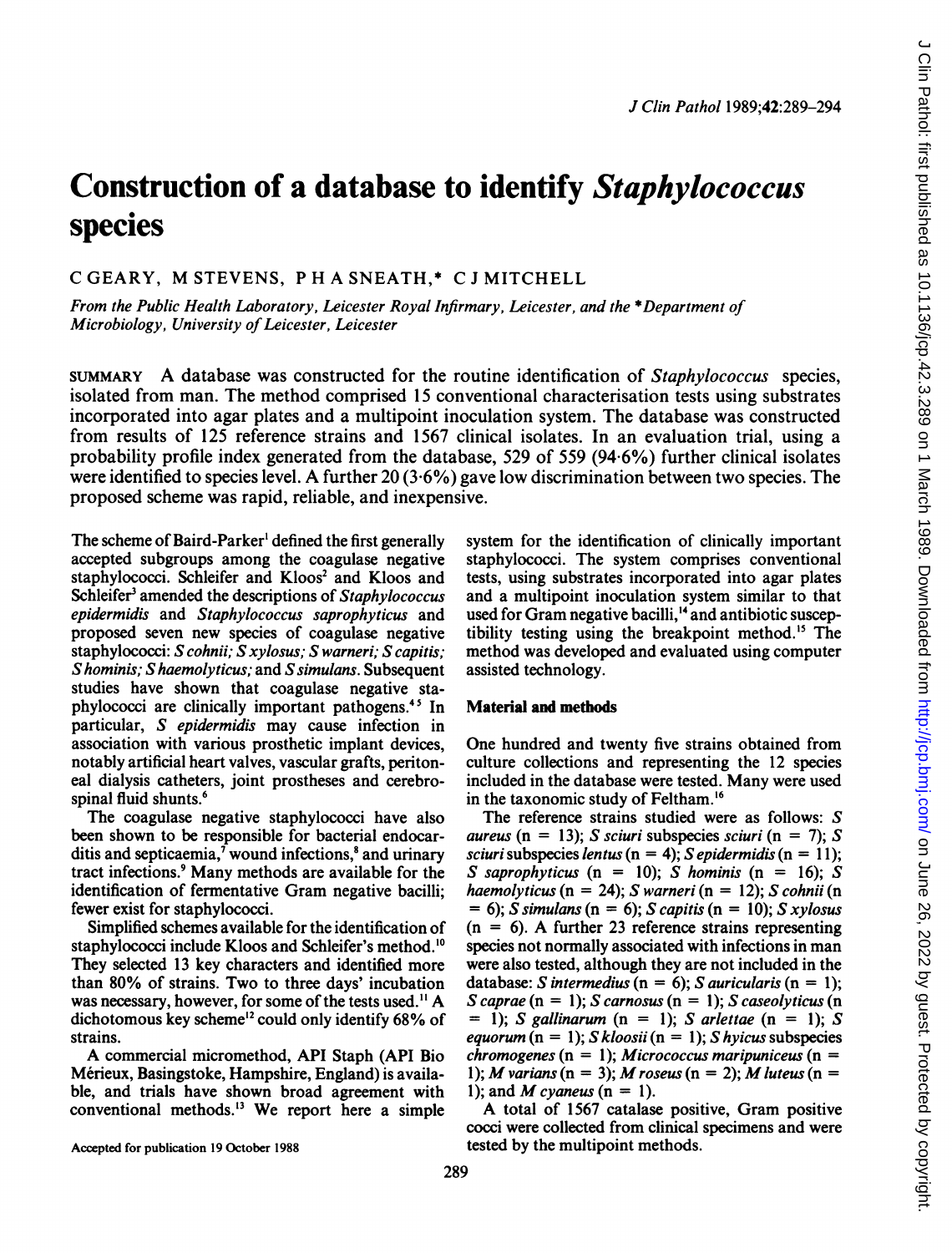# Construction of a database to identify *Staphylococcus* species

C GEARY, M STEVENS, P H A SNEATH,* C J MITCHELL

*From the Public Health Laboratory, Leicester Royal Infirmary, Leicester, and the \*Department of Microbiology, University of Leicester, Leicester*

SUMMARY A database was constructed for the routine identification of *Staphylococcus* species, isolated from man. The method comprised 15 conventional characterisation tests using substrates incorporated into agar plates and a multipoint inoculation system. The database was constructed from results of 125 reference strains and 1567 clinical isolates. In an evaluation trial, using a probability profile index generated from the database, 529 of 559 (94·6%) further clinical isolates were identified to species level. A further 20 (3·6%) gave low discrimination between two species. The proposed scheme was rapid, reliable, and inexpensive.

The scheme of Baird-Parker[1] defined the first generally accepted subgroups among the coagulase negative staphylococci. Schleifer and Kloos[2] and Kloos and Schleifer[3] amended the descriptions of *Staphylococcus epidermidis* and *Staphylococcus saprophyticus* and proposed seven new species of coagulase negative staphylococci: *S cohnii; S xylosus; S warneri; S capitis; S hominis; S haemolyticus;* and *S simulans*. Subsequent studies have shown that coagulase negative staphylococci are clinically important pathogens.[4,5] In particular, *S epidermidis* may cause infection in association with various prosthetic implant devices, notably artificial heart valves, vascular grafts, peritoneal dialysis catheters, joint prostheses and cerebrospinal fluid shunts.[6]

The coagulase negative staphylococci have also been shown to be responsible for bacterial endocarditis and septicaemia,[7] wound infections,[8] and urinary tract infections.[9] Many methods are available for the identification of fermentative Gram negative bacilli; fewer exist for staphylococci.

Simplified schemes available for the identification of staphylococci include Kloos and Schleifer's method.[10] They selected 13 key characters and identified more than 80% of strains. Two to three days' incubation was necessary, however, for some of the tests used.[11] A dichotomous key scheme[12] could only identify 68% of strains.

A commercial micromethod, API Staph (API Bio Mérieux, Basingstoke, Hampshire, England) is available, and trials have shown broad agreement with conventional methods.[13] We report here a simple system for the identification of clinically important staphylococci. The system comprises conventional tests, using substrates incorporated into agar plates and a multipoint inoculation system similar to that used for Gram negative bacilli,[14] and antibiotic susceptibility testing using the breakpoint method.[15] The method was developed and evaluated using computer assisted technology.

Accepted for publication 19 October 1988

## Material and methods

One hundred and twenty five strains obtained from culture collections and representing the 12 species included in the database were tested. Many were used in the taxonomic study of Feltham.[16]

The reference strains studied were as follows: *S aureus* (n = 13); *S sciuri* subspecies *sciuri* (n = 7); *S sciuri* subspecies *lentus* (n = 4); *S epidermidis* (n = 11); *S saprophyticus* (n = 10); *S hominis* (n = 16); *S haemolyticus* (n = 24); *S warneri* (n = 12); *S cohnii* (n = 6); *S simulans* (n = 6); *S capitis* (n = 10); *S xylosus* (n = 6). A further 23 reference strains representing species not normally associated with infections in man were also tested, although they are not included in the database: *S intermedius* (n = 6); *S auricularis* (n = 1); *S caprae* (n = 1); *S carnosus* (n = 1); *S caseolyticus* (n = 1); *S gallinarum* (n = 1); *S arlettae* (n = 1); *S equorum* (n = 1); *S kloosii* (n = 1); *S hyicus* subspecies *chromogenes* (n = 1); *Micrococcus maripuniceus* (n = 1); *M varians* (n = 3); *M roseus* (n = 2); *M luteus* (n = 1); and *M cyaneus* (n = 1).

A total of 1567 catalase positive, Gram positive cocci were collected from clinical specimens and were tested by the multipoint methods.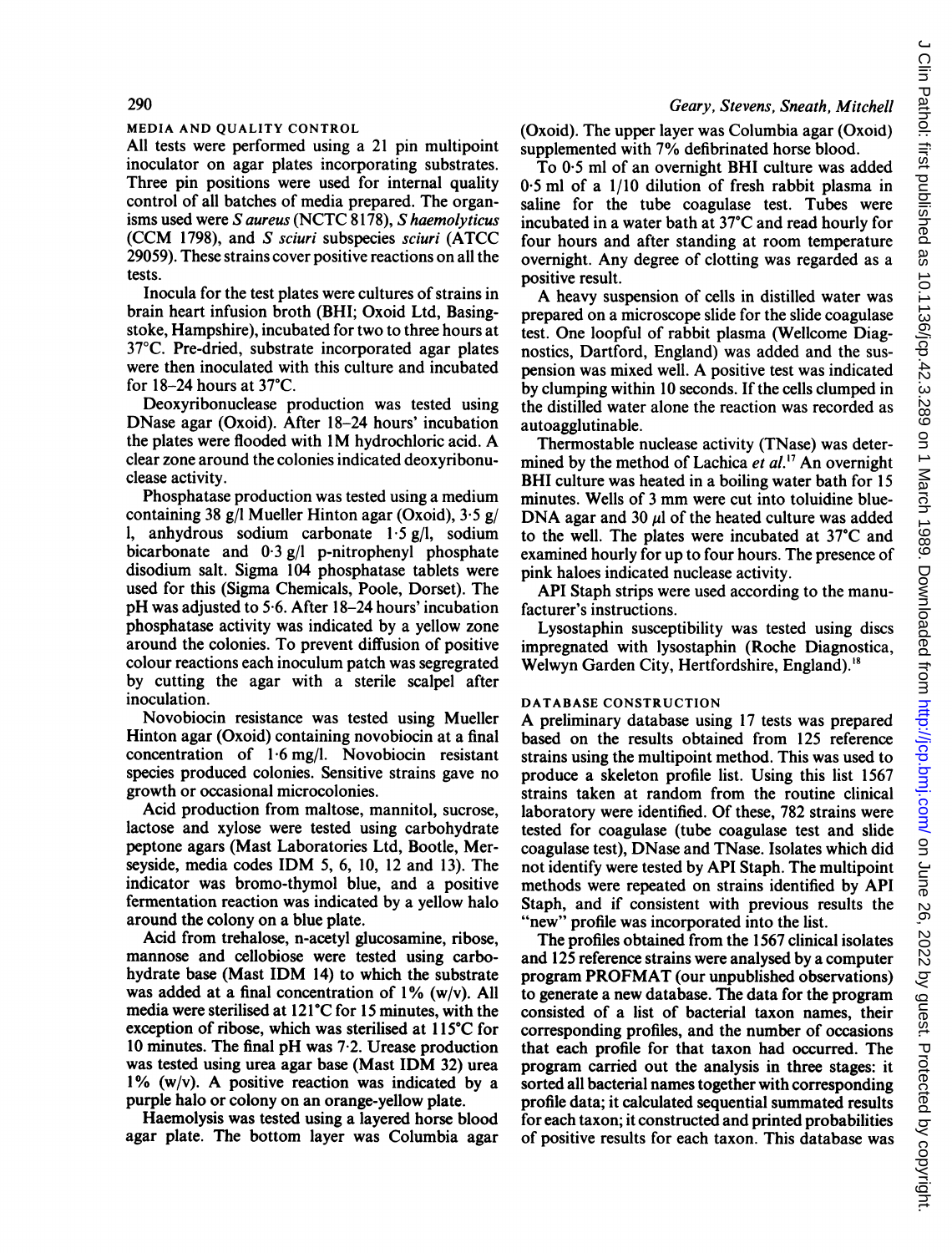### MEDIA AND QUALITY CONTROL

All tests were performed using a 21 pin multipoint inoculator on agar plates incorporating substrates. Three pin positions were used for internal quality control of all batches of media prepared. The organisms used were *S aureus* (NCTC 8178), *S haemolyticus* (CCM 1798), and *S sciuri* subspecies *sciuri* (ATCC 29059). These strains cover positive reactions on all the tests.

Inocula for the test plates were cultures of strains in brain heart infusion broth (BHI; Oxoid Ltd, Basingstoke, Hampshire), incubated for two to three hours at 37°C. Pre-dried, substrate incorporated agar plates were then inoculated with this culture and incubated for 18–24 hours at 37°C.

Deoxyribonuclease production was tested using DNase agar (Oxoid). After 18–24 hours' incubation the plates were flooded with 1M hydrochloric acid. A clear zone around the colonies indicated deoxyribonuclease activity.

Phosphatase production was tested using a medium containing 38 g/l Mueller Hinton agar (Oxoid), 3·5 g/l, anhydrous sodium carbonate 1·5 g/l, sodium bicarbonate and 0·3 g/l p-nitrophenyl phosphate disodium salt. Sigma 104 phosphatase tablets were used for this (Sigma Chemicals, Poole, Dorset). The pH was adjusted to 5·6. After 18–24 hours' incubation phosphatase activity was indicated by a yellow zone around the colonies. To prevent diffusion of positive colour reactions each inoculum patch was segregrated by cutting the agar with a sterile scalpel after inoculation.

Novobiocin resistance was tested using Mueller Hinton agar (Oxoid) containing novobiocin at a final concentration of 1·6 mg/l. Novobiocin resistant species produced colonies. Sensitive strains gave no growth or occasional microcolonies.

Acid production from maltose, mannitol, sucrose, lactose and xylose were tested using carbohydrate peptone agars (Mast Laboratories Ltd, Bootle, Merseyside, media codes IDM 5, 6, 10, 12 and 13). The indicator was bromo-thymol blue, and a positive fermentation reaction was indicated by a yellow halo around the colony on a blue plate.

Acid from trehalose, n-acetyl glucosamine, ribose, mannose and cellobiose were tested using carbohydrate base (Mast IDM 14) to which the substrate was added at a final concentration of 1% (w/v). All media were sterilised at 121°C for 15 minutes, with the exception of ribose, which was sterilised at 115°C for 10 minutes. The final pH was 7·2. Urease production was tested using urea agar base (Mast IDM 32) urea 1% (w/v). A positive reaction was indicated by a purple halo or colony on an orange-yellow plate.

Haemolysis was tested using a layered horse blood agar plate. The bottom layer was Columbia agar (Oxoid). The upper layer was Columbia agar (Oxoid) supplemented with 7% defibrinated horse blood.

To 0·5 ml of an overnight BHI culture was added 0·5 ml of a 1/10 dilution of fresh rabbit plasma in saline for the tube coagulase test. Tubes were incubated in a water bath at 37°C and read hourly for four hours and after standing at room temperature overnight. Any degree of clotting was regarded as a positive result.

A heavy suspension of cells in distilled water was prepared on a microscope slide for the slide coagulase test. One loopful of rabbit plasma (Wellcome Diagnostics, Dartford, England) was added and the suspension was mixed well. A positive test was indicated by clumping within 10 seconds. If the cells clumped in the distilled water alone the reaction was recorded as autoagglutinable.

Thermostable nuclease activity (TNase) was determined by the method of Lachica *et al.*[17] An overnight BHI culture was heated in a boiling water bath for 15 minutes. Wells of 3 mm were cut into toluidine blue-DNA agar and 30 μl of the heated culture was added to the well. The plates were incubated at 37°C and examined hourly for up to four hours. The presence of pink haloes indicated nuclease activity.

API Staph strips were used according to the manufacturer's instructions.

Lysostaphin susceptibility was tested using discs impregnated with lysostaphin (Roche Diagnostica, Welwyn Garden City, Hertfordshire, England).[18]

### DATABASE CONSTRUCTION

A preliminary database using 17 tests was prepared based on the results obtained from 125 reference strains using the multipoint method. This was used to produce a skeleton profile list. Using this list 1567 strains taken at random from the routine clinical laboratory were identified. Of these, 782 strains were tested for coagulase (tube coagulase test and slide coagulase test), DNase and TNase. Isolates which did not identify were tested by API Staph. The multipoint methods were repeated on strains identified by API Staph, and if consistent with previous results the "new" profile was incorporated into the list.

The profiles obtained from the 1567 clinical isolates and 125 reference strains were analysed by a computer program PROFMAT (our unpublished observations) to generate a new database. The data for the program consisted of a list of bacterial taxon names, their corresponding profiles, and the number of occasions that each profile for that taxon had occurred. The program carried out the analysis in three stages: it sorted all bacterial names together with corresponding profile data; it calculated sequential summated results for each taxon; it constructed and printed probabilities of positive results for each taxon. This database was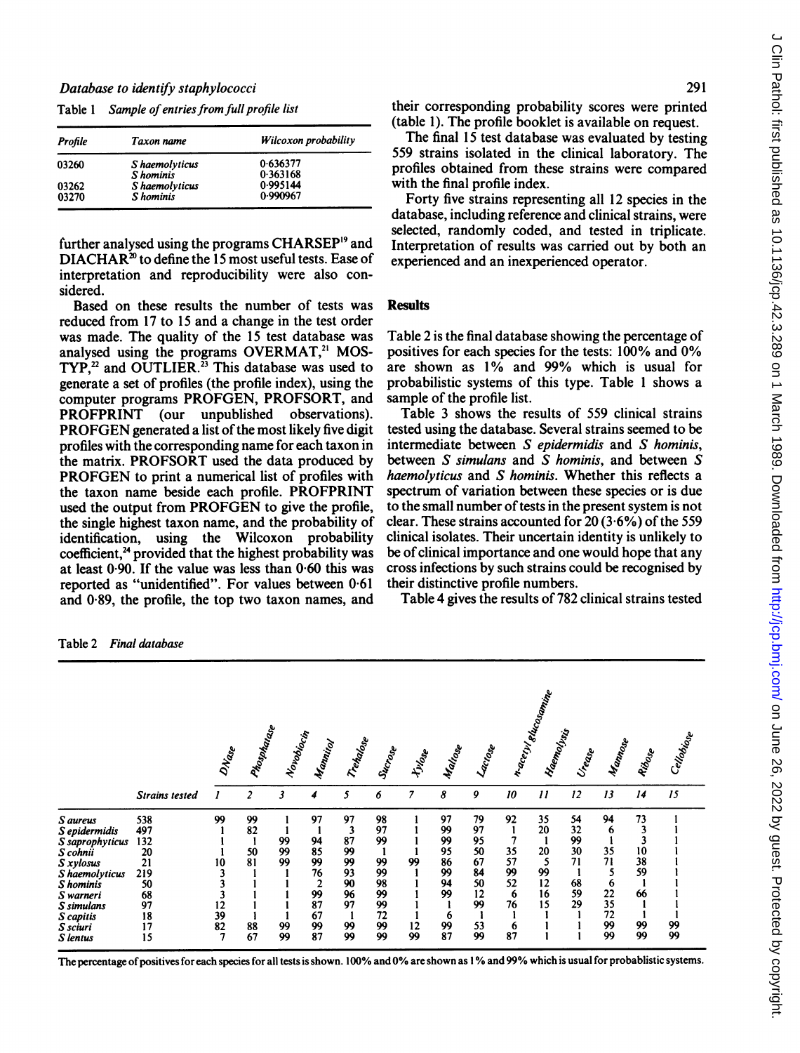Table 1 *Sample of entries from full profile list*

| Profile | Taxon name | Wilcoxon probability |
|---|---|---|
| 03260 | *S haemolyticus* | 0·636377 |
| | *S hominis* | 0·363168 |
| 03262 | *S haemolyticus* | 0·995144 |
| 03270 | *S hominis* | 0·990967 |

further analysed using the programs CHARSEP[19] and DIACHAR[20] to define the 15 most useful tests. Ease of interpretation and reproducibility were also considered.

Based on these results the number of tests was reduced from 17 to 15 and a change in the test order was made. The quality of the 15 test database was analysed using the programs OVERMAT,[21] MOSTYP,[22] and OUTLIER.[23] This database was used to generate a set of profiles (the profile index), using the computer programs PROFGEN, PROFSORT, and PROFPRINT (our unpublished observations). PROFGEN generated a list of the most likely five digit profiles with the corresponding name for each taxon in the matrix. PROFSORT used the data produced by PROFGEN to print a numerical list of profiles with the taxon name beside each profile. PROFPRINT used the output from PROFGEN to give the profile, the single highest taxon name, and the probability of identification, using the Wilcoxon probability coefficient,[24] provided that the highest probability was at least 0·90. If the value was less than 0·60 this was reported as "unidentified". For values between 0·61 and 0·89, the profile, the top two taxon names, and their corresponding probability scores were printed (table 1). The profile booklet is available on request.

The final 15 test database was evaluated by testing 559 strains isolated in the clinical laboratory. The profiles obtained from these strains were compared with the final profile index.

Forty five strains representing all 12 species in the database, including reference and clinical strains, were selected, randomly coded, and tested in triplicate. Interpretation of results was carried out by both an experienced and an inexperienced operator.

## Results

Table 2 is the final database showing the percentage of positives for each species for the tests: 100% and 0% are shown as 1% and 99% which is usual for probabilistic systems of this type. Table 1 shows a sample of the profile list.

Table 3 shows the results of 559 clinical strains tested using the database. Several strains seemed to be intermediate between *S epidermidis* and *S hominis*, between *S simulans* and *S hominis*, and between *S haemolyticus* and *S hominis*. Whether this reflects a spectrum of variation between these species or is due to the small number of tests in the present system is not clear. These strains accounted for 20 (3·6%) of the 559 clinical isolates. Their uncertain identity is unlikely to be of clinical importance and one would hope that any cross infections by such strains could be recognised by their distinctive profile numbers.

Table 4 gives the results of 782 clinical strains tested

Table 2 *Final database*

| | Strains tested | DNase | Phosphatase | Novobiocin | Mannitol | Trehalose | Sucrose | Xylose | Maltose | Lactose | n-acetyl glucosamine | Haemolysis | Urease | Mannose | Ribose | Cellobiose |
|---|---|---|---|---|---|---|---|---|---|---|---|---|---|---|---|---|
| | | 1 | 2 | 3 | 4 | 5 | 6 | 7 | 8 | 9 | 10 | 11 | 12 | 13 | 14 | 15 |
| *S aureus* | 538 | 99 | 99 | 1 | 97 | 97 | 98 | 1 | 97 | 79 | 92 | 35 | 54 | 94 | 73 | 1 |
| *S epidermidis* | 497 | 1 | 82 | 1 | 1 | 3 | 97 | 1 | 99 | 97 | 1 | 20 | 32 | 6 | 3 | 1 |
| *S saprophyticus* | 132 | 1 | 1 | 99 | 94 | 87 | 99 | 1 | 99 | 95 | 7 | 1 | 99 | 1 | 3 | 1 |
| *S cohnii* | 20 | 1 | 50 | 99 | 85 | 99 | 1 | 1 | 95 | 50 | 35 | 20 | 30 | 35 | 10 | 1 |
| *S xylosus* | 21 | 10 | 81 | 99 | 99 | 99 | 99 | 99 | 86 | 67 | 57 | 5 | 71 | 71 | 38 | 1 |
| *S haemolyticus* | 219 | 3 | 1 | 1 | 76 | 93 | 99 | 1 | 99 | 84 | 99 | 99 | 1 | 5 | 59 | 1 |
| *S hominis* | 50 | 3 | 1 | 1 | 2 | 90 | 98 | 1 | 94 | 50 | 52 | 12 | 68 | 6 | 1 | 1 |
| *S warneri* | 68 | 3 | 1 | 1 | 99 | 96 | 99 | 1 | 99 | 12 | 6 | 16 | 59 | 22 | 66 | 1 |
| *S simulans* | 97 | 12 | 1 | 1 | 87 | 97 | 99 | 1 | 1 | 99 | 76 | 15 | 29 | 35 | 1 | 1 |
| *S capitis* | 18 | 39 | 1 | 1 | 67 | 1 | 72 | 1 | 6 | 1 | 1 | 1 | 1 | 72 | 1 | 1 |
| *S sciuri* | 17 | 82 | 88 | 99 | 99 | 99 | 99 | 12 | 99 | 53 | 6 | 1 | 1 | 99 | 99 | 99 |
| *S lentus* | 15 | 7 | 67 | 99 | 87 | 99 | 99 | 99 | 87 | 99 | 87 | 1 | 1 | 99 | 99 | 99 |

The percentage of positives for each species for all tests is shown. 100% and 0% are shown as 1% and 99% which is usual for probablistic systems.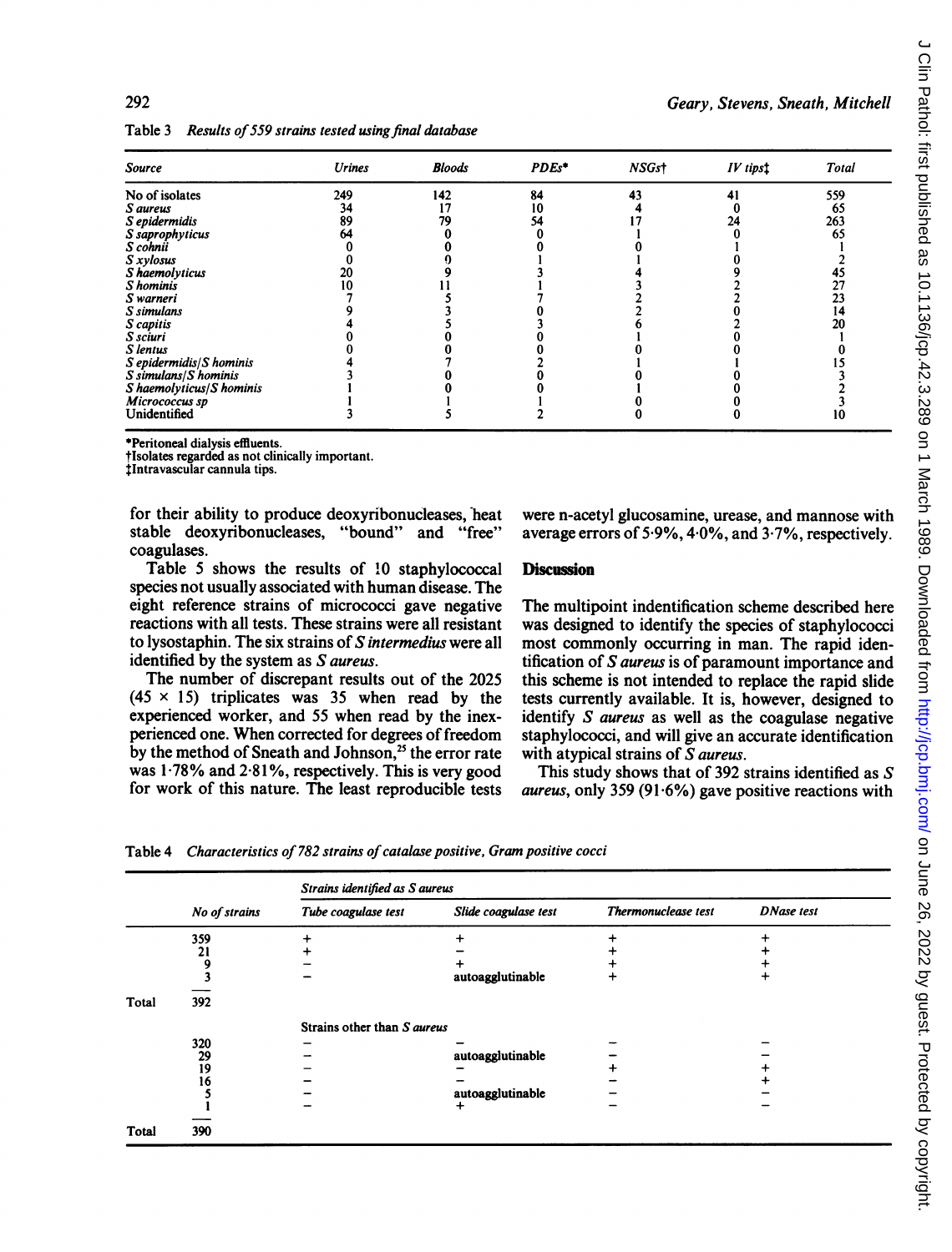Table 3 *Results of 559 strains tested using final database*

| Source | Urines | Bloods | PDEs* | NSGs† | IV tips‡ | Total |
|---|---|---|---|---|---|---|
| No of isolates | 249 | 142 | 84 | 43 | 41 | 559 |
| *S aureus* | 34 | 17 | 10 | 4 | 0 | 65 |
| *S epidermidis* | 89 | 79 | 54 | 17 | 24 | 263 |
| *S saprophyticus* | 64 | 0 | 0 | 1 | 0 | 65 |
| *S cohnii* | 0 | 0 | 0 | 0 | 1 | 1 |
| *S xylosus* | 0 | 0 | 1 | 1 | 0 | 2 |
| *S haemolyticus* | 20 | 9 | 3 | 4 | 9 | 45 |
| *S hominis* | 10 | 11 | 1 | 3 | 2 | 27 |
| *S warneri* | 7 | 5 | 7 | 2 | 2 | 23 |
| *S simulans* | 9 | 3 | 0 | 2 | 0 | 14 |
| *S capitis* | 4 | 5 | 3 | 6 | 2 | 20 |
| *S sciuri* | 0 | 0 | 0 | 1 | 0 | 1 |
| *S lentus* | 0 | 0 | 0 | 0 | 0 | 0 |
| *S epidermidis/S hominis* | 4 | 7 | 2 | 1 | 1 | 15 |
| *S simulans/S hominis* | 3 | 0 | 0 | 0 | 0 | 3 |
| *S haemolyticus/S hominis* | 1 | 0 | 0 | 1 | 0 | 2 |
| *Micrococcus sp* | 1 | 1 | 1 | 0 | 0 | 3 |
| Unidentified | 3 | 5 | 2 | 0 | 0 | 10 |

*Peritoneal dialysis effluents.
†Isolates regarded as not clinically important.
‡Intravascular cannula tips.

for their ability to produce deoxyribonucleases, heat stable deoxyribonucleases, "bound" and "free" coagulases.

Table 5 shows the results of 10 staphylococcal species not usually associated with human disease. The eight reference strains of micrococci gave negative reactions with all tests. These strains were all resistant to lysostaphin. The six strains of *S intermedius* were all identified by the system as *S aureus*.

The number of discrepant results out of the 2025 (45 × 15) triplicates was 35 when read by the experienced worker, and 55 when read by the inexperienced one. When corrected for degrees of freedom by the method of Sneath and Johnson,[25] the error rate was 1·78% and 2·81%, respectively. This is very good for work of this nature. The least reproducible tests were n-acetyl glucosamine, urease, and mannose with average errors of 5·9%, 4·0%, and 3·7%, respectively.

## Discussion

The multipoint indentification scheme described here was designed to identify the species of staphylococci most commonly occurring in man. The rapid identification of *S aureus* is of paramount importance and this scheme is not intended to replace the rapid slide tests currently available. It is, however, designed to identify *S aureus* as well as the coagulase negative staphylococci, and will give an accurate identification with atypical strains of *S aureus*.

This study shows that of 392 strains identified as *S aureus*, only 359 (91·6%) gave positive reactions with

Table 4 *Characteristics of 782 strains of catalase positive, Gram positive cocci*

| | No of strains | Tube coagulase test | Slide coagulase test | Thermonuclease test | DNase test |
|---|---|---|---|---|---|
| | | *Strains identified as S aureus* | | | |
| | 359 | + | + | + | + |
| | 21 | + | − | + | + |
| | 9 | − | + | + | + |
| | 3 | − | autoagglutinable | + | + |
| Total | 392 | | | | |
| | | Strains other than *S aureus* | | | |
| | 320 | − | − | − | − |
| | 29 | − | autoagglutinable | − | − |
| | 19 | − | − | + | + |
| | 16 | − | − | − | + |
| | 5 | − | autoagglutinable | − | − |
| | 1 | − | + | − | − |
| Total | 390 | | | | |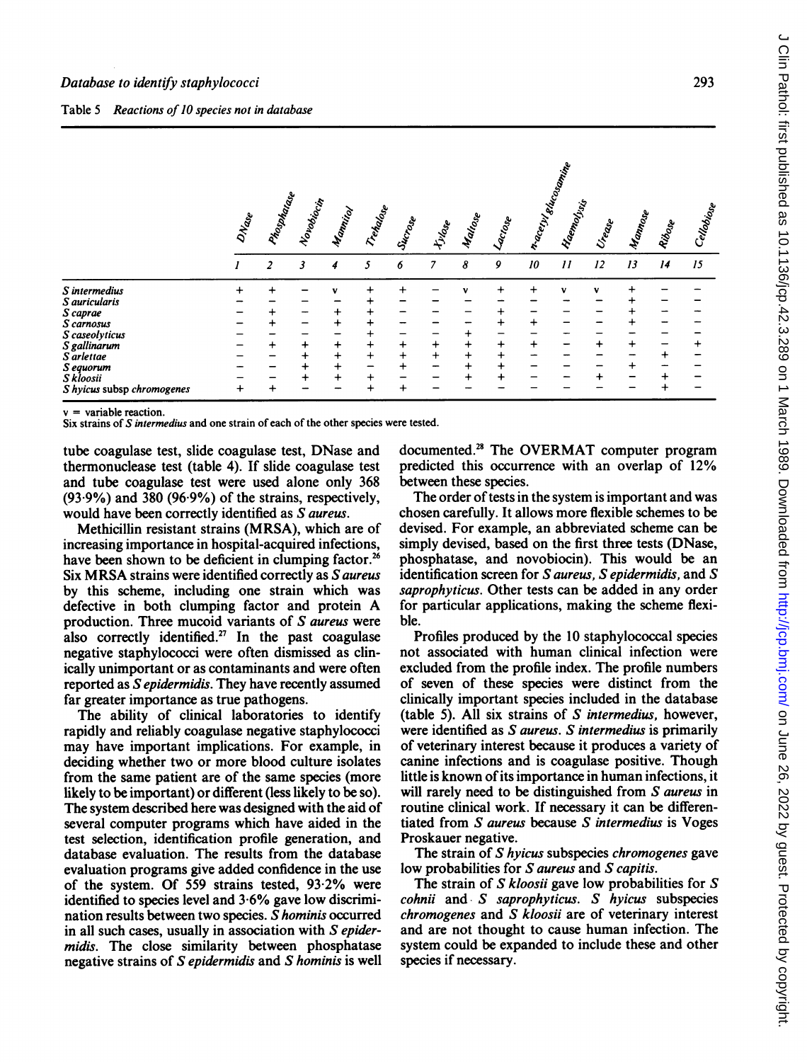Table 5 *Reactions of 10 species not in database*

| | DNase | Phosphatase | Novobiocin | Mannitol | Trehalose | Sucrose | Xylose | Maltose | Lactose | n-acetyl glucosamine | Haemolysis | Urease | Mannose | Ribose | Cellobiose |
|---|---|---|---|---|---|---|---|---|---|---|---|---|---|---|---|
| | 1 | 2 | 3 | 4 | 5 | 6 | 7 | 8 | 9 | 10 | 11 | 12 | 13 | 14 | 15 |
| *S intermedius* | + | + | − | v | + | + | − | v | + | + | v | v | + | − | − |
| *S auricularis* | − | − | − | − | + | − | − | − | − | − | − | − | + | − | − |
| *S caprae* | − | + | − | + | + | − | − | − | + | − | − | − | + | − | − |
| *S carnosus* | − | + | − | + | + | − | − | − | + | + | − | − | + | − | − |
| *S caseolyticus* | − | − | − | − | + | − | − | + | − | − | − | − | − | − | − |
| *S gallinarum* | − | + | + | + | + | + | + | + | + | + | − | + | + | − | + |
| *S arlettae* | − | − | + | + | + | + | + | + | + | − | − | − | − | + | − |
| *S equorum* | − | − | + | + | − | + | − | + | + | − | − | − | + | − | − |
| *S kloosii* | − | − | + | + | + | − | − | + | + | − | − | + | − | + | − |
| *S hyicus* subsp *chromogenes* | + | + | − | − | + | + | − | − | − | − | − | − | − | + | − |

v = variable reaction.
Six strains of *S intermedius* and one strain of each of the other species were tested.

tube coagulase test, slide coagulase test, DNase and thermonuclease test (table 4). If slide coagulase test and tube coagulase test were used alone only 368 (93·9%) and 380 (96·9%) of the strains, respectively, would have been correctly identified as *S aureus*.

Methicillin resistant strains (MRSA), which are of increasing importance in hospital-acquired infections, have been shown to be deficient in clumping factor.[26] Six MRSA strains were identified correctly as *S aureus* by this scheme, including one strain which was defective in both clumping factor and protein A production. Three mucoid variants of *S aureus* were also correctly identified.[27] In the past coagulase negative staphylococci were often dismissed as clinically unimportant or as contaminants and were often reported as *S epidermidis*. They have recently assumed far greater importance as true pathogens.

The ability of clinical laboratories to identify rapidly and reliably coagulase negative staphylococci may have important implications. For example, in deciding whether two or more blood culture isolates from the same patient are of the same species (more likely to be important) or different (less likely to be so). The system described here was designed with the aid of several computer programs which have aided in the test selection, identification profile generation, and database evaluation. The results from the database evaluation programs give added confidence in the use of the system. Of 559 strains tested, 93·2% were identified to species level and 3·6% gave low discrimination results between two species. *S hominis* occurred in all such cases, usually in association with *S epidermidis*. The close similarity between phosphatase negative strains of *S epidermidis* and *S hominis* is well documented.[28] The OVERMAT computer program predicted this occurrence with an overlap of 12% between these species.

The order of tests in the system is important and was chosen carefully. It allows more flexible schemes to be devised. For example, an abbreviated scheme can be simply devised, based on the first three tests (DNase, phosphatase, and novobiocin). This would be an identification screen for *S aureus*, *S epidermidis*, and *S saprophyticus*. Other tests can be added in any order for particular applications, making the scheme flexible.

Profiles produced by the 10 staphylococcal species not associated with human clinical infection were excluded from the profile index. The profile numbers of seven of these species were distinct from the clinically important species included in the database (table 5). All six strains of *S intermedius*, however, were identified as *S aureus*. *S intermedius* is primarily of veterinary interest because it produces a variety of canine infections and is coagulase positive. Though little is known of its importance in human infections, it will rarely need to be distinguished from *S aureus* in routine clinical work. If necessary it can be differentiated from *S aureus* because *S intermedius* is Voges Proskauer negative.

The strain of *S hyicus* subspecies *chromogenes* gave low probabilities for *S aureus* and *S capitis*.

The strain of *S kloosii* gave low probabilities for *S cohnii* and *S saprophyticus*. *S hyicus* subspecies *chromogenes* and *S kloosii* are of veterinary interest and are not thought to cause human infection. The system could be expanded to include these and other species if necessary.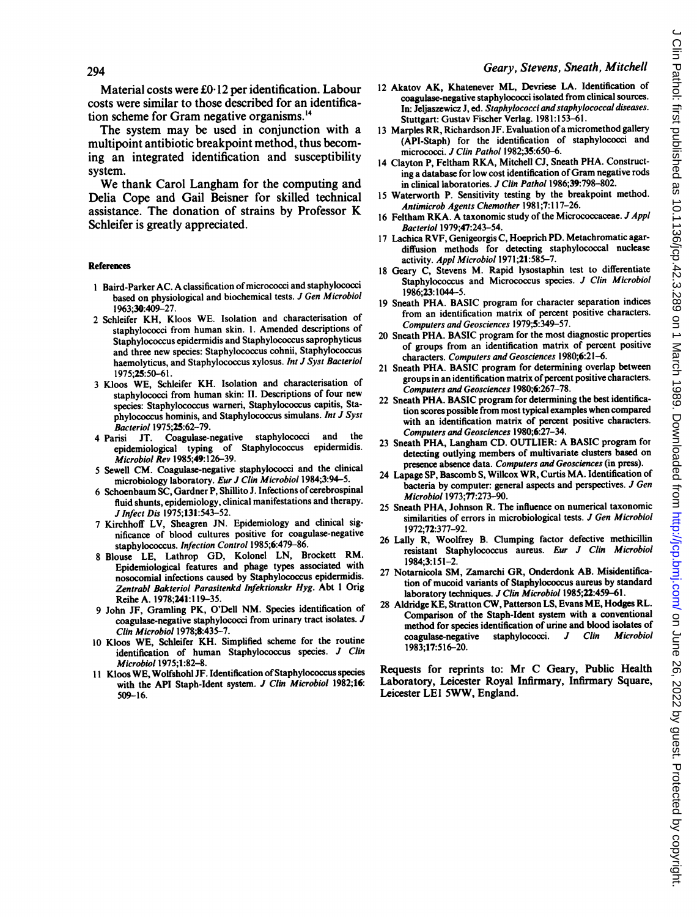Material costs were £0·12 per identification. Labour costs were similar to those described for an identification scheme for Gram negative organisms.[14]

The system may be used in conjunction with a multipoint antibiotic breakpoint method, thus becoming an integrated identification and susceptibility system.

We thank Carol Langham for the computing and Delia Cope and Gail Beisner for skilled technical assistance. The donation of strains by Professor K Schleifer is greatly appreciated.

#### References

1. Baird-Parker AC. A classification of micrococci and staphylococci based on physiological and biochemical tests. *J Gen Microbiol* 1963;**30**:409–27.
2. Schleifer KH, Kloos WE. Isolation and characterisation of staphylococci from human skin. 1. Amended descriptions of Staphylococcus epidermidis and Staphylococcus saprophyticus and three new species: Staphylococcus cohnii, Staphylococcus haemolyticus, and Staphylococcus xylosus. *Int J Syst Bacteriol* 1975;**25**:50–61.
3. Kloos WE, Schleifer KH. Isolation and characterisation of staphylococci from human skin: II. Descriptions of four new species: Staphylococcus warneri, Staphylococcus capitis, Staphylococcus hominis, and Staphylococcus simulans. *Int J Syst Bacteriol* 1975;**25**:62–79.
4. Parisi JT. Coagulase-negative staphylococci and the epidemiological typing of Staphylococcus epidermidis. *Microbiol Rev* 1985;**49**:126–39.
5. Sewell CM. Coagulase-negative staphylococci and the clinical microbiology laboratory. *Eur J Clin Microbiol* 1984;**3**:94–5.
6. Schoenbaum SC, Gardner P, Shillito J. Infections of cerebrospinal fluid shunts, epidemiology, clinical manifestations and therapy. *J Infect Dis* 1975;**131**:543–52.
7. Kirchhoff LV, Sheagren JN. Epidemiology and clinical significance of blood cultures positive for coagulase-negative staphylococcus. *Infection Control* 1985;**6**:479–86.
8. Blouse LE, Lathrop GD, Kolonel LN, Brockett RM. Epidemiological features and phage types associated with nosocomial infections caused by Staphylococcus epidermidis. *Zentrabl Bakteriol Parasitenkd Infektionskr Hyg*. Abt 1 Orig Reihe A. 1978;**241**:119–35.
9. John JF, Gramling PK, O'Dell NM. Species identification of coagulase-negative staphylococci from urinary tract isolates. *J Clin Microbiol* 1978;**8**:435–7.
10. Kloos WE, Schleifer KH. Simplified scheme for the routine identification of human Staphylococcus species. *J Clin Microbiol* 1975;**1**:82–8.
11. Kloos WE, Wolfshohl JF. Identification of Staphylococcus species with the API Staph-Ident system. *J Clin Microbiol* 1982;**16**:509–16.
12. Akatov AK, Khatenever ML, Devriese LA. Identification of coagulase-negative staphylococci isolated from clinical sources. In: Jeljaszewicz J, ed. *Staphylococci and staphylococcal diseases*. Stuttgart: Gustav Fischer Verlag. 1981:153–61.
13. Marples RR, Richardson JF. Evaluation of a micromethod gallery (API-Staph) for the identification of staphylococci and micrococci. *J Clin Pathol* 1982;**35**:650–6.
14. Clayton P, Feltham RKA, Mitchell CJ, Sneath PHA. Constructing a database for low cost identification of Gram negative rods in clinical laboratories. *J Clin Pathol* 1986;**39**:798–802.
15. Waterworth P. Sensitivity testing by the breakpoint method. *Antimicrob Agents Chemother* 1981;**7**:117–26.
16. Feltham RKA. A taxonomic study of the Micrococcaceae. *J Appl Bacteriol* 1979;**47**:243–54.
17. Lachica RVF, Genigeorgis C, Hoeprich PD. Metachromatic agar-diffusion methods for detecting staphylococcal nuclease activity. *Appl Microbiol* 1971;**21**:585–7.
18. Geary C, Stevens M. Rapid lysostaphin test to differentiate Staphylococcus and Micrococcus species. *J Clin Microbiol* 1986;**23**:1044–5.
19. Sneath PHA. BASIC program for character separation indices from an identification matrix of percent positive characters. *Computers and Geosciences* 1979;**5**:349–57.
20. Sneath PHA. BASIC program for the most diagnostic properties of groups from an identification matrix of percent positive characters. *Computers and Geosciences* 1980;**6**:21–6.
21. Sneath PHA. BASIC program for determining overlap between groups in an identification matrix of percent positive characters. *Computers and Geosciences* 1980;**6**:267–78.
22. Sneath PHA. BASIC program for determining the best identification scores possible from most typical examples when compared with an identification matrix of percent positive characters. *Computers and Geosciences* 1980;**6**:27–34.
23. Sneath PHA, Langham CD. OUTLIER: A BASIC program for detecting outlying members of multivariate clusters based on presence absence data. *Computers and Geosciences* (in press).
24. Lapage SP, Bascomb S, Willcox WR, Curtis MA. Identification of bacteria by computer: general aspects and perspectives. *J Gen Microbiol* 1973;**77**:273–90.
25. Sneath PHA, Johnson R. The influence on numerical taxonomic similarities of errors in microbiological tests. *J Gen Microbiol* 1972;**72**:377–92.
26. Lally R, Woolfrey B. Clumping factor defective methicillin resistant Staphylococcus aureus. *Eur J Clin Microbiol* 1984;**3**:151–2.
27. Notarnicola SM, Zamarchi GR, Onderdonk AB. Misidentification of mucoid variants of Staphylococcus aureus by standard laboratory techniques. *J Clin Microbiol* 1985;**22**:459–61.
28. Aldridge KE, Stratton CW, Patterson LS, Evans ME, Hodges RL. Comparison of the Staph-Ident system with a conventional method for species identification of urine and blood isolates of coagulase-negative staphylococci. *J Clin Microbiol* 1983;**17**:516–20.

Requests for reprints to: Mr C Geary, Public Health Laboratory, Leicester Royal Infirmary, Infirmary Square, Leicester LE1 5WW, England.